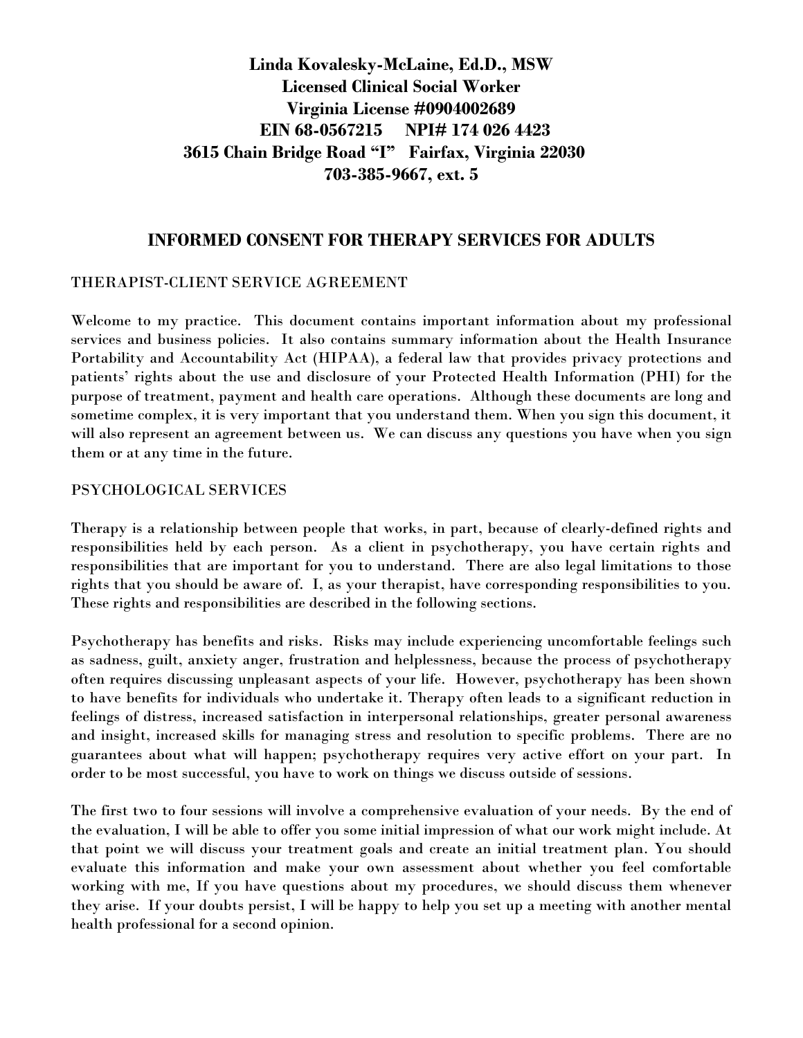**Linda Kovalesky-McLaine, Ed.D., MSW**
**Licensed Clinical Social Worker**
**Virginia License #0904002689**
**EIN 68-0567215 NPI# 174 026 4423**
**3615 Chain Bridge Road "I" Fairfax, Virginia 22030**
**703-385-9667, ext. 5**

# INFORMED CONSENT FOR THERAPY SERVICES FOR ADULTS

## THERAPIST-CLIENT SERVICE AGREEMENT

Welcome to my practice. This document contains important information about my professional services and business policies. It also contains summary information about the Health Insurance Portability and Accountability Act (HIPAA), a federal law that provides privacy protections and patients' rights about the use and disclosure of your Protected Health Information (PHI) for the purpose of treatment, payment and health care operations. Although these documents are long and sometime complex, it is very important that you understand them. When you sign this document, it will also represent an agreement between us. We can discuss any questions you have when you sign them or at any time in the future.

## PSYCHOLOGICAL SERVICES

Therapy is a relationship between people that works, in part, because of clearly-defined rights and responsibilities held by each person. As a client in psychotherapy, you have certain rights and responsibilities that are important for you to understand. There are also legal limitations to those rights that you should be aware of. I, as your therapist, have corresponding responsibilities to you. These rights and responsibilities are described in the following sections.

Psychotherapy has benefits and risks. Risks may include experiencing uncomfortable feelings such as sadness, guilt, anxiety anger, frustration and helplessness, because the process of psychotherapy often requires discussing unpleasant aspects of your life. However, psychotherapy has been shown to have benefits for individuals who undertake it. Therapy often leads to a significant reduction in feelings of distress, increased satisfaction in interpersonal relationships, greater personal awareness and insight, increased skills for managing stress and resolution to specific problems. There are no guarantees about what will happen; psychotherapy requires very active effort on your part. In order to be most successful, you have to work on things we discuss outside of sessions.

The first two to four sessions will involve a comprehensive evaluation of your needs. By the end of the evaluation, I will be able to offer you some initial impression of what our work might include. At that point we will discuss your treatment goals and create an initial treatment plan. You should evaluate this information and make your own assessment about whether you feel comfortable working with me, If you have questions about my procedures, we should discuss them whenever they arise. If your doubts persist, I will be happy to help you set up a meeting with another mental health professional for a second opinion.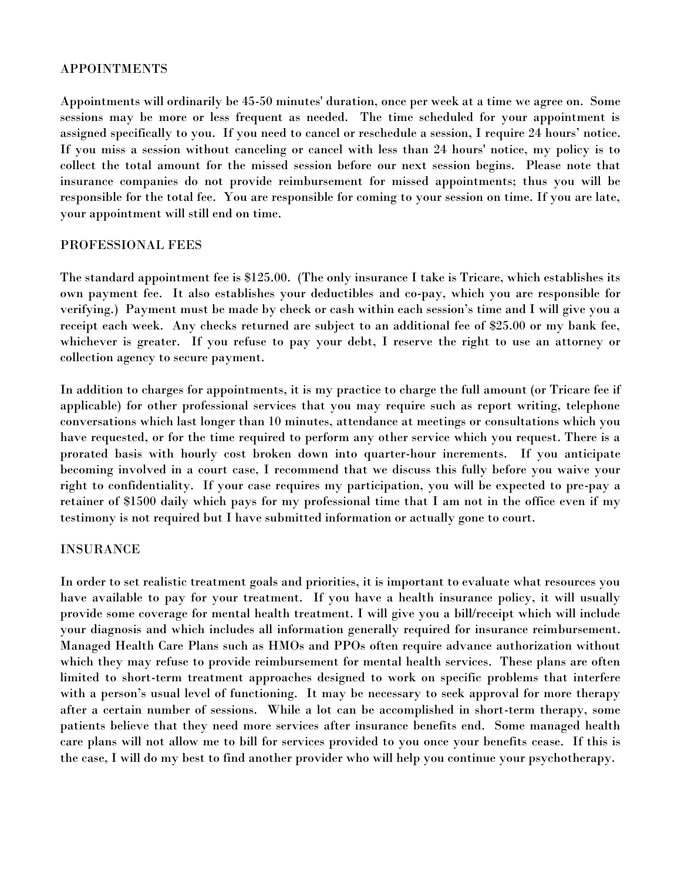## APPOINTMENTS

Appointments will ordinarily be 45-50 minutes' duration, once per week at a time we agree on. Some sessions may be more or less frequent as needed. The time scheduled for your appointment is assigned specifically to you. If you need to cancel or reschedule a session, I require 24 hours' notice. If you miss a session without canceling or cancel with less than 24 hours' notice, my policy is to collect the total amount for the missed session before our next session begins. Please note that insurance companies do not provide reimbursement for missed appointments; thus you will be responsible for the total fee. You are responsible for coming to your session on time. If you are late, your appointment will still end on time.

## PROFESSIONAL FEES

The standard appointment fee is $125.00. (The only insurance I take is Tricare, which establishes its own payment fee. It also establishes your deductibles and co-pay, which you are responsible for verifying.) Payment must be made by check or cash within each session's time and I will give you a receipt each week. Any checks returned are subject to an additional fee of $25.00 or my bank fee, whichever is greater. If you refuse to pay your debt, I reserve the right to use an attorney or collection agency to secure payment.

In addition to charges for appointments, it is my practice to charge the full amount (or Tricare fee if applicable) for other professional services that you may require such as report writing, telephone conversations which last longer than 10 minutes, attendance at meetings or consultations which you have requested, or for the time required to perform any other service which you request. There is a prorated basis with hourly cost broken down into quarter-hour increments. If you anticipate becoming involved in a court case, I recommend that we discuss this fully before you waive your right to confidentiality. If your case requires my participation, you will be expected to pre-pay a retainer of $1500 daily which pays for my professional time that I am not in the office even if my testimony is not required but I have submitted information or actually gone to court.

## INSURANCE

In order to set realistic treatment goals and priorities, it is important to evaluate what resources you have available to pay for your treatment. If you have a health insurance policy, it will usually provide some coverage for mental health treatment. I will give you a bill/receipt which will include your diagnosis and which includes all information generally required for insurance reimbursement. Managed Health Care Plans such as HMOs and PPOs often require advance authorization without which they may refuse to provide reimbursement for mental health services. These plans are often limited to short-term treatment approaches designed to work on specific problems that interfere with a person's usual level of functioning. It may be necessary to seek approval for more therapy after a certain number of sessions. While a lot can be accomplished in short-term therapy, some patients believe that they need more services after insurance benefits end. Some managed health care plans will not allow me to bill for services provided to you once your benefits cease. If this is the case, I will do my best to find another provider who will help you continue your psychotherapy.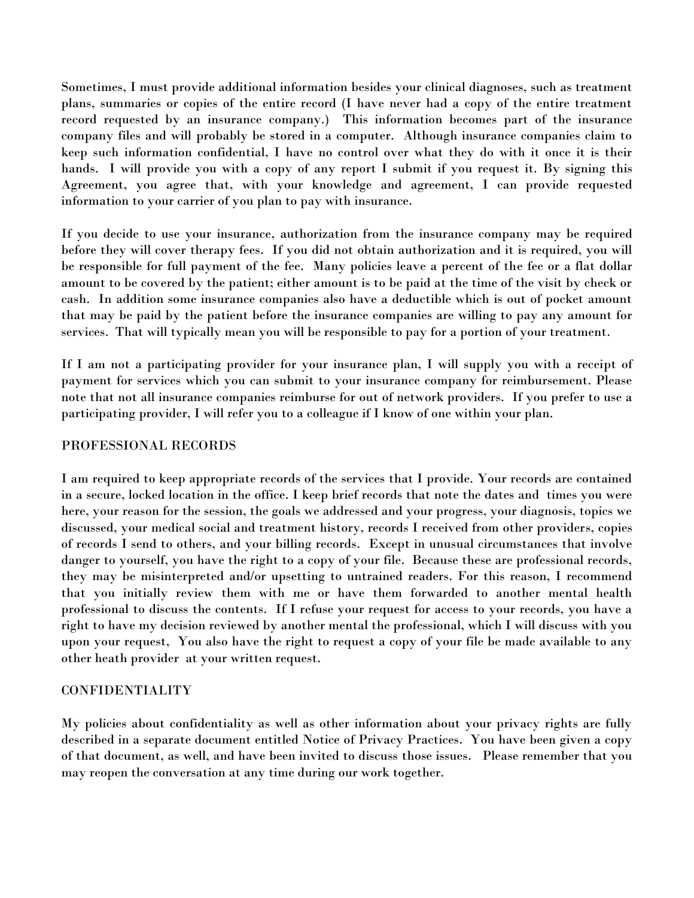Sometimes, I must provide additional information besides your clinical diagnoses, such as treatment plans, summaries or copies of the entire record (I have never had a copy of the entire treatment record requested by an insurance company.) This information becomes part of the insurance company files and will probably be stored in a computer. Although insurance companies claim to keep such information confidential, I have no control over what they do with it once it is their hands. I will provide you with a copy of any report I submit if you request it. By signing this Agreement, you agree that, with your knowledge and agreement, I can provide requested information to your carrier of you plan to pay with insurance.

If you decide to use your insurance, authorization from the insurance company may be required before they will cover therapy fees. If you did not obtain authorization and it is required, you will be responsible for full payment of the fee. Many policies leave a percent of the fee or a flat dollar amount to be covered by the patient; either amount is to be paid at the time of the visit by check or cash. In addition some insurance companies also have a deductible which is out of pocket amount that may be paid by the patient before the insurance companies are willing to pay any amount for services. That will typically mean you will be responsible to pay for a portion of your treatment.

If I am not a participating provider for your insurance plan, I will supply you with a receipt of payment for services which you can submit to your insurance company for reimbursement. Please note that not all insurance companies reimburse for out of network providers. If you prefer to use a participating provider, I will refer you to a colleague if I know of one within your plan.

## PROFESSIONAL RECORDS

I am required to keep appropriate records of the services that I provide. Your records are contained in a secure, locked location in the office. I keep brief records that note the dates and times you were here, your reason for the session, the goals we addressed and your progress, your diagnosis, topics we discussed, your medical social and treatment history, records I received from other providers, copies of records I send to others, and your billing records. Except in unusual circumstances that involve danger to yourself, you have the right to a copy of your file. Because these are professional records, they may be misinterpreted and/or upsetting to untrained readers. For this reason, I recommend that you initially review them with me or have them forwarded to another mental health professional to discuss the contents. If I refuse your request for access to your records, you have a right to have my decision reviewed by another mental the professional, which I will discuss with you upon your request, You also have the right to request a copy of your file be made available to any other heath provider at your written request.

## CONFIDENTIALITY

My policies about confidentiality as well as other information about your privacy rights are fully described in a separate document entitled Notice of Privacy Practices. You have been given a copy of that document, as well, and have been invited to discuss those issues. Please remember that you may reopen the conversation at any time during our work together.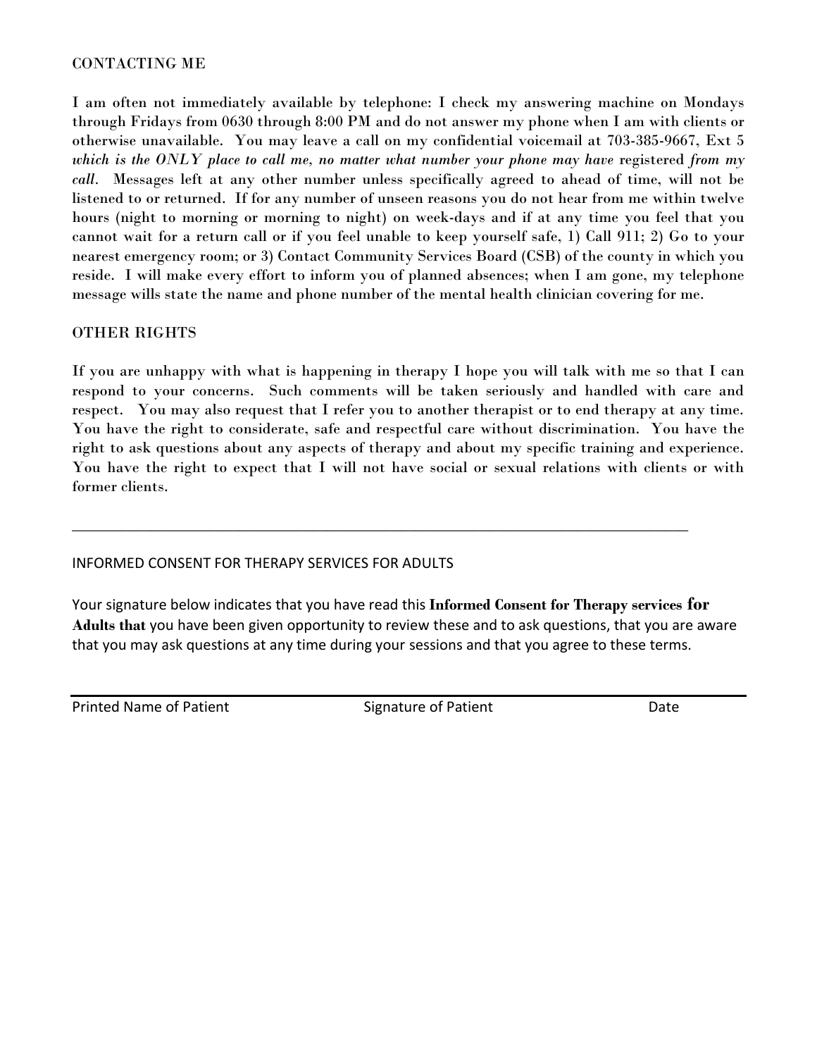## CONTACTING ME

I am often not immediately available by telephone: I check my answering machine on Mondays through Fridays from 0630 through 8:00 PM and do not answer my phone when I am with clients or otherwise unavailable. You may leave a call on my confidential voicemail at 703-385-9667, Ext 5 *which is the ONLY place to call me, no matter what number your phone may have* registered *from my call*. Messages left at any other number unless specifically agreed to ahead of time, will not be listened to or returned. If for any number of unseen reasons you do not hear from me within twelve hours (night to morning or morning to night) on week-days and if at any time you feel that you cannot wait for a return call or if you feel unable to keep yourself safe, 1) Call 911; 2) Go to your nearest emergency room; or 3) Contact Community Services Board (CSB) of the county in which you reside. I will make every effort to inform you of planned absences; when I am gone, my telephone message wills state the name and phone number of the mental health clinician covering for me.

## OTHER RIGHTS

If you are unhappy with what is happening in therapy I hope you will talk with me so that I can respond to your concerns. Such comments will be taken seriously and handled with care and respect. You may also request that I refer you to another therapist or to end therapy at any time. You have the right to considerate, safe and respectful care without discrimination. You have the right to ask questions about any aspects of therapy and about my specific training and experience. You have the right to expect that I will not have social or sexual relations with clients or with former clients.

---

## INFORMED CONSENT FOR THERAPY SERVICES FOR ADULTS

Your signature below indicates that you have read this **Informed Consent for Therapy services for Adults that** you have been given opportunity to review these and to ask questions, that you are aware that you may ask questions at any time during your sessions and that you agree to these terms.

_______________________________________________________________

Printed Name of Patient                    Signature of Patient                    Date